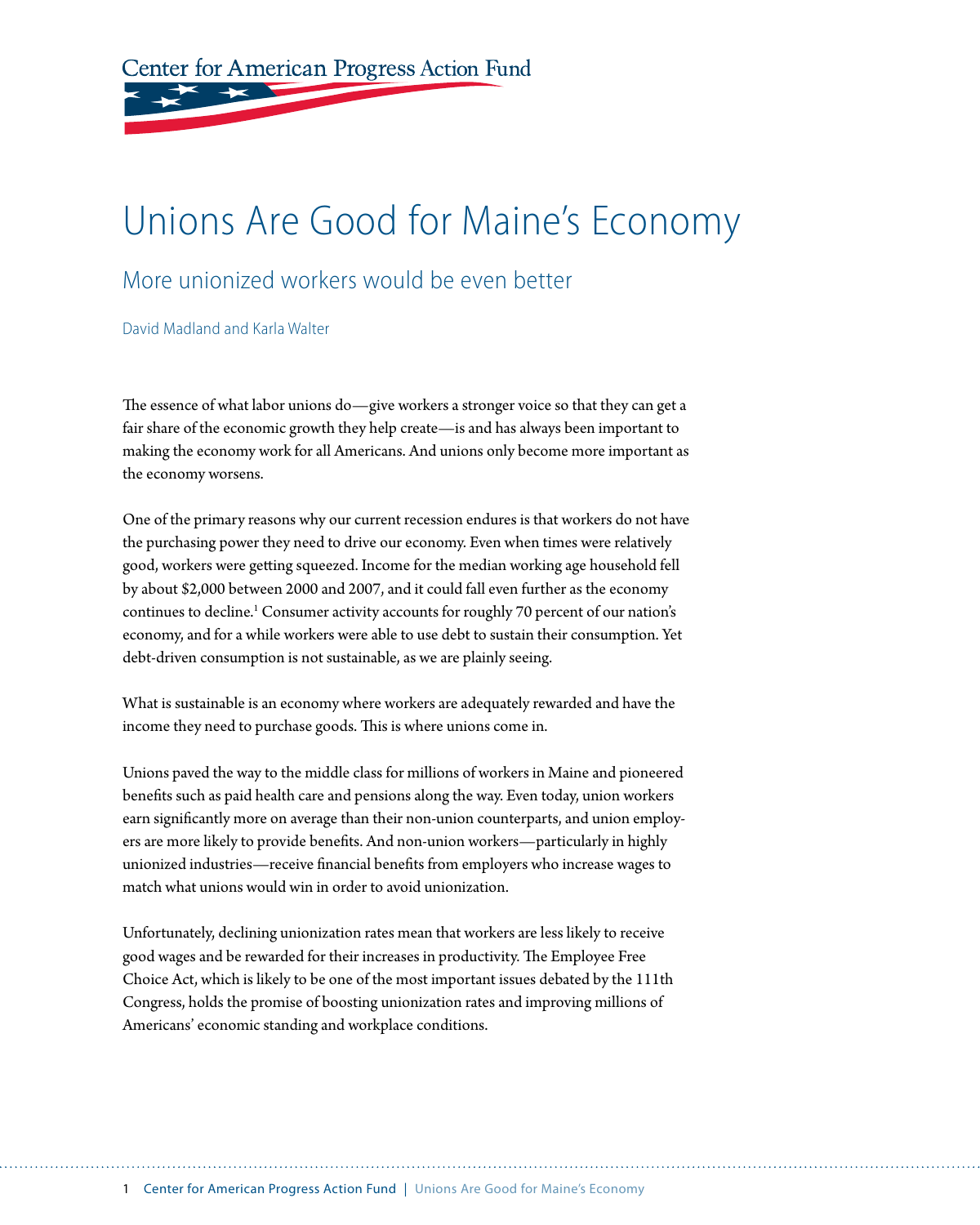Center for American Progress Action Fund

# Unions Are Good for Maine's Economy

## More unionized workers would be even better

David Madland and Karla Walter

The essence of what labor unions do—give workers a stronger voice so that they can get a fair share of the economic growth they help create—is and has always been important to making the economy work for all Americans. And unions only become more important as the economy worsens.

One of the primary reasons why our current recession endures is that workers do not have the purchasing power they need to drive our economy. Even when times were relatively good, workers were getting squeezed. Income for the median working age household fell by about $2,000 between 2000 and 2007, and it could fall even further as the economy continues to decline.[1] Consumer activity accounts for roughly 70 percent of our nation's economy, and for a while workers were able to use debt to sustain their consumption. Yet debt-driven consumption is not sustainable, as we are plainly seeing.

What is sustainable is an economy where workers are adequately rewarded and have the income they need to purchase goods. This is where unions come in.

Unions paved the way to the middle class for millions of workers in Maine and pioneered benefits such as paid health care and pensions along the way. Even today, union workers earn significantly more on average than their non-union counterparts, and union employers are more likely to provide benefits. And non-union workers—particularly in highly unionized industries—receive financial benefits from employers who increase wages to match what unions would win in order to avoid unionization.

Unfortunately, declining unionization rates mean that workers are less likely to receive good wages and be rewarded for their increases in productivity. The Employee Free Choice Act, which is likely to be one of the most important issues debated by the 111th Congress, holds the promise of boosting unionization rates and improving millions of Americans' economic standing and workplace conditions.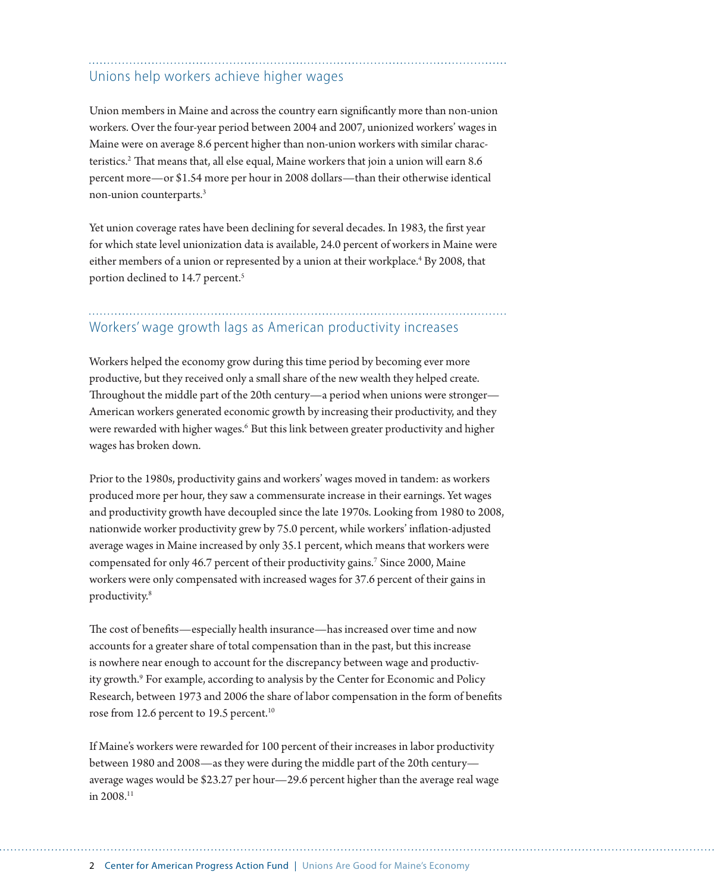## Unions help workers achieve higher wages

Union members in Maine and across the country earn significantly more than non-union workers. Over the four-year period between 2004 and 2007, unionized workers' wages in Maine were on average 8.6 percent higher than non-union workers with similar characteristics.[2] That means that, all else equal, Maine workers that join a union will earn 8.6 percent more—or $1.54 more per hour in 2008 dollars—than their otherwise identical non-union counterparts.[3]

Yet union coverage rates have been declining for several decades. In 1983, the first year for which state level unionization data is available, 24.0 percent of workers in Maine were either members of a union or represented by a union at their workplace.[4] By 2008, that portion declined to 14.7 percent.[5]

## Workers' wage growth lags as American productivity increases

Workers helped the economy grow during this time period by becoming ever more productive, but they received only a small share of the new wealth they helped create. Throughout the middle part of the 20th century—a period when unions were stronger—American workers generated economic growth by increasing their productivity, and they were rewarded with higher wages.[6] But this link between greater productivity and higher wages has broken down.

Prior to the 1980s, productivity gains and workers' wages moved in tandem: as workers produced more per hour, they saw a commensurate increase in their earnings. Yet wages and productivity growth have decoupled since the late 1970s. Looking from 1980 to 2008, nationwide worker productivity grew by 75.0 percent, while workers' inflation-adjusted average wages in Maine increased by only 35.1 percent, which means that workers were compensated for only 46.7 percent of their productivity gains.[7] Since 2000, Maine workers were only compensated with increased wages for 37.6 percent of their gains in productivity.[8]

The cost of benefits—especially health insurance—has increased over time and now accounts for a greater share of total compensation than in the past, but this increase is nowhere near enough to account for the discrepancy between wage and productivity growth.[9] For example, according to analysis by the Center for Economic and Policy Research, between 1973 and 2006 the share of labor compensation in the form of benefits rose from 12.6 percent to 19.5 percent.[10]

If Maine's workers were rewarded for 100 percent of their increases in labor productivity between 1980 and 2008—as they were during the middle part of the 20th century—average wages would be $23.27 per hour—29.6 percent higher than the average real wage in 2008.[11]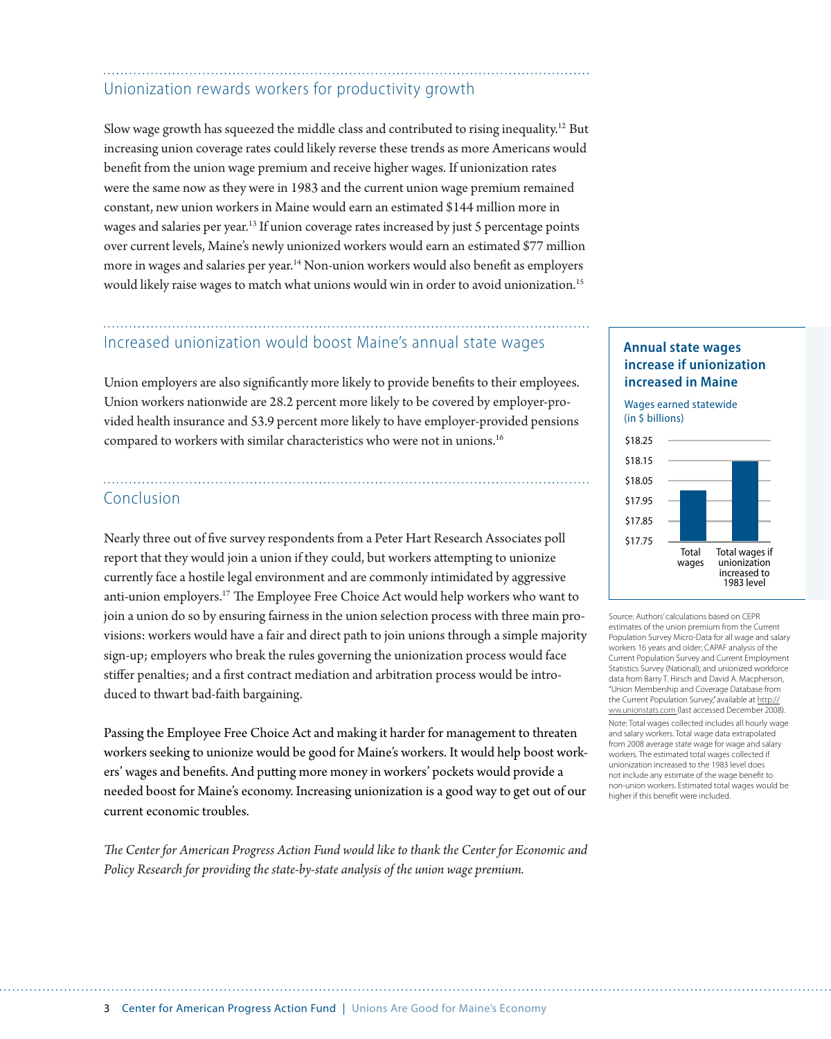## Unionization rewards workers for productivity growth

Slow wage growth has squeezed the middle class and contributed to rising inequality.[12] But increasing union coverage rates could likely reverse these trends as more Americans would benefit from the union wage premium and receive higher wages. If unionization rates were the same now as they were in 1983 and the current union wage premium remained constant, new union workers in Maine would earn an estimated $144 million more in wages and salaries per year.[13] If union coverage rates increased by just 5 percentage points over current levels, Maine's newly unionized workers would earn an estimated $77 million more in wages and salaries per year.[14] Non-union workers would also benefit as employers would likely raise wages to match what unions would win in order to avoid unionization.[15]

## Increased unionization would boost Maine's annual state wages

Union employers are also significantly more likely to provide benefits to their employees. Union workers nationwide are 28.2 percent more likely to be covered by employer-provided health insurance and 53.9 percent more likely to have employer-provided pensions compared to workers with similar characteristics who were not in unions.[16]

## Conclusion

Nearly three out of five survey respondents from a Peter Hart Research Associates poll report that they would join a union if they could, but workers attempting to unionize currently face a hostile legal environment and are commonly intimidated by aggressive anti-union employers.[17] The Employee Free Choice Act would help workers who want to join a union do so by ensuring fairness in the union selection process with three main provisions: workers would have a fair and direct path to join unions through a simple majority sign-up; employers who break the rules governing the unionization process would face stiffer penalties; and a first contract mediation and arbitration process would be introduced to thwart bad-faith bargaining.

Passing the Employee Free Choice Act and making it harder for management to threaten workers seeking to unionize would be good for Maine's workers. It would help boost workers' wages and benefits. And putting more money in workers' pockets would provide a needed boost for Maine's economy. Increasing unionization is a good way to get out of our current economic troubles.

*The Center for American Progress Action Fund would like to thank the Center for Economic and Policy Research for providing the state-by-state analysis of the union wage premium.*

### Annual state wages increase if unionization increased in Maine

Wages earned statewide (in $ billions)

$18.25
$18.15
$18.05
$17.95
$17.85
$17.75

Total wages | Total wages if unionization increased to 1983 level

Source: Authors' calculations based on CEPR estimates of the union premium from the Current Population Survey Micro-Data for all wage and salary workers 16 years and older; CAPAF analysis of the Current Population Survey and Current Employment Statistics Survey (National); and unionized workforce data from Barry T. Hirsch and David A. Macpherson, "Union Membership and Coverage Database from the Current Population Survey," available at http://ww.unionstats.com (last accessed December 2008).

Note: Total wages collected includes all hourly wage and salary workers. Total wage data extrapolated from 2008 average state wage for wage and salary workers. The estimated total wages collected if unionization increased to the 1983 level does not include any estimate of the wage benefit to non-union workers. Estimated total wages would be higher if this benefit were included.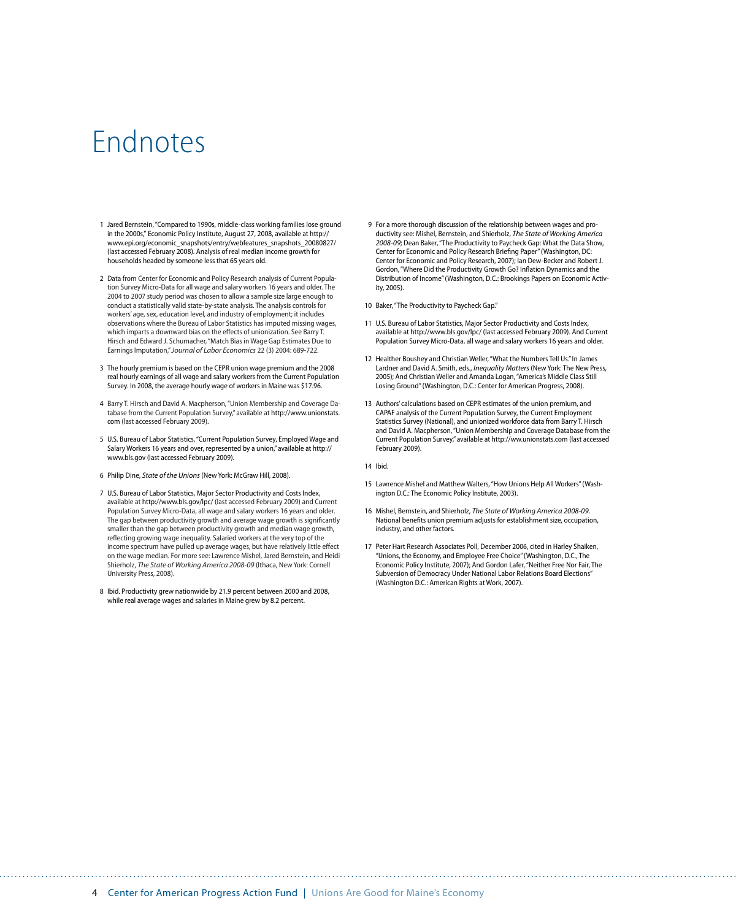# Endnotes

1 Jared Bernstein, "Compared to 1990s, middle-class working families lose ground in the 2000s," Economic Policy Institute, August 27, 2008, available at http://www.epi.org/economic_snapshots/entry/webfeatures_snapshots_20080827/ (last accessed February 2008). Analysis of real median income growth for households headed by someone less that 65 years old.

2 Data from Center for Economic and Policy Research analysis of Current Population Survey Micro-Data for all wage and salary workers 16 years and older. The 2004 to 2007 study period was chosen to allow a sample size large enough to conduct a statistically valid state-by-state analysis. The analysis controls for workers' age, sex, education level, and industry of employment; it includes observations where the Bureau of Labor Statistics has imputed missing wages, which imparts a downward bias on the effects of unionization. See Barry T. Hirsch and Edward J. Schumacher, "Match Bias in Wage Gap Estimates Due to Earnings Imputation," *Journal of Labor Economics* 22 (3) 2004: 689-722.

3 The hourly premium is based on the CEPR union wage premium and the 2008 real hourly earnings of all wage and salary workers from the Current Population Survey. In 2008, the average hourly wage of workers in Maine was $17.96.

4 Barry T. Hirsch and David A. Macpherson, "Union Membership and Coverage Database from the Current Population Survey," available at http://www.unionstats.com (last accessed February 2009).

5 U.S. Bureau of Labor Statistics, "Current Population Survey, Employed Wage and Salary Workers 16 years and over, represented by a union," available at http://www.bls.gov (last accessed February 2009).

6 Philip Dine, *State of the Unions* (New York: McGraw Hill, 2008).

7 U.S. Bureau of Labor Statistics, Major Sector Productivity and Costs Index, available at http://www.bls.gov/lpc/ (last accessed February 2009) and Current Population Survey Micro-Data, all wage and salary workers 16 years and older. The gap between productivity growth and average wage growth is significantly smaller than the gap between productivity growth and median wage growth, reflecting growing wage inequality. Salaried workers at the very top of the income spectrum have pulled up average wages, but have relatively little effect on the wage median. For more see: Lawrence Mishel, Jared Bernstein, and Heidi Shierholz, *The State of Working America 2008-09* (Ithaca, New York: Cornell University Press, 2008).

8 Ibid. Productivity grew nationwide by 21.9 percent between 2000 and 2008, while real average wages and salaries in Maine grew by 8.2 percent.

9 For a more thorough discussion of the relationship between wages and productivity see: Mishel, Bernstein, and Shierholz, *The State of Working America 2008-09*; Dean Baker, "The Productivity to Paycheck Gap: What the Data Show, Center for Economic and Policy Research Briefing Paper" (Washington, DC: Center for Economic and Policy Research, 2007); Ian Dew-Becker and Robert J. Gordon, "Where Did the Productivity Growth Go? Inflation Dynamics and the Distribution of Income" (Washington, D.C.: Brookings Papers on Economic Activity, 2005).

10 Baker, "The Productivity to Paycheck Gap."

11 U.S. Bureau of Labor Statistics, Major Sector Productivity and Costs Index, available at http://www.bls.gov/lpc/ (last accessed February 2009). And Current Population Survey Micro-Data, all wage and salary workers 16 years and older.

12 Healther Boushey and Christian Weller, "What the Numbers Tell Us." In James Lardner and David A. Smith, eds., *Inequality Matters* (New York: The New Press, 2005); And Christian Weller and Amanda Logan, "America's Middle Class Still Losing Ground" (Washington, D.C.: Center for American Progress, 2008).

13 Authors' calculations based on CEPR estimates of the union premium, and CAPAF analysis of the Current Population Survey, the Current Employment Statistics Survey (National), and unionized workforce data from Barry T. Hirsch and David A. Macpherson, "Union Membership and Coverage Database from the Current Population Survey," available at http://ww.unionstats.com (last accessed February 2009).

14 Ibid.

15 Lawrence Mishel and Matthew Walters, "How Unions Help All Workers" (Washington D.C.: The Economic Policy Institute, 2003).

16 Mishel, Bernstein, and Shierholz, *The State of Working America 2008-09*. National benefits union premium adjusts for establishment size, occupation, industry, and other factors.

17 Peter Hart Research Associates Poll, December 2006, cited in Harley Shaiken, "Unions, the Economy, and Employee Free Choice" (Washington, D.C., The Economic Policy Institute, 2007); And Gordon Lafer, "Neither Free Nor Fair, The Subversion of Democracy Under National Labor Relations Board Elections" (Washington D.C.: American Rights at Work, 2007).